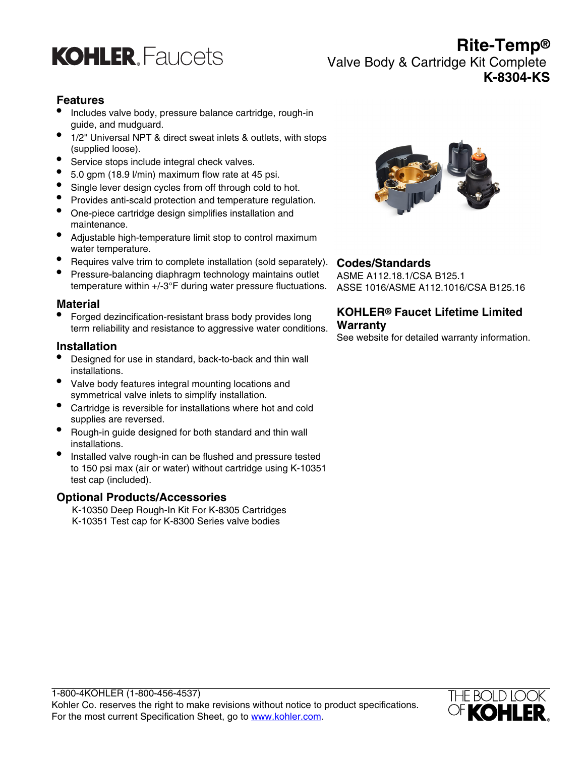KOHLER. Faucets

# Rite-Temp®

Valve Body & Cartridge Kit Complete

**K-8304-KS**

## Features

- Includes valve body, pressure balance cartridge, rough-in guide, and mudguard.
- 1/2" Universal NPT & direct sweat inlets & outlets, with stops (supplied loose).
- Service stops include integral check valves.
- 5.0 gpm (18.9 l/min) maximum flow rate at 45 psi.
- Single lever design cycles from off through cold to hot.
- Provides anti-scald protection and temperature regulation.
- One-piece cartridge design simplifies installation and maintenance.
- Adjustable high-temperature limit stop to control maximum water temperature.
- Requires valve trim to complete installation (sold separately).
- Pressure-balancing diaphragm technology maintains outlet temperature within +/-3°F during water pressure fluctuations.

## Material

- Forged dezincification-resistant brass body provides long term reliability and resistance to aggressive water conditions.

## Installation

- Designed for use in standard, back-to-back and thin wall installations.
- Valve body features integral mounting locations and symmetrical valve inlets to simplify installation.
- Cartridge is reversible for installations where hot and cold supplies are reversed.
- Rough-in guide designed for both standard and thin wall installations.
- Installed valve rough-in can be flushed and pressure tested to 150 psi max (air or water) without cartridge using K-10351 test cap (included).

## Optional Products/Accessories

K-10350 Deep Rough-In Kit For K-8305 Cartridges
K-10351 Test cap for K-8300 Series valve bodies

## Codes/Standards

ASME A112.18.1/CSA B125.1
ASSE 1016/ASME A112.1016/CSA B125.16

## KOHLER® Faucet Lifetime Limited Warranty

See website for detailed warranty information.

1-800-4KOHLER (1-800-456-4537)
Kohler Co. reserves the right to make revisions without notice to product specifications.
For the most current Specification Sheet, go to [www.kohler.com](http://www.kohler.com).

THE BOLD LOOK OF KOHLER.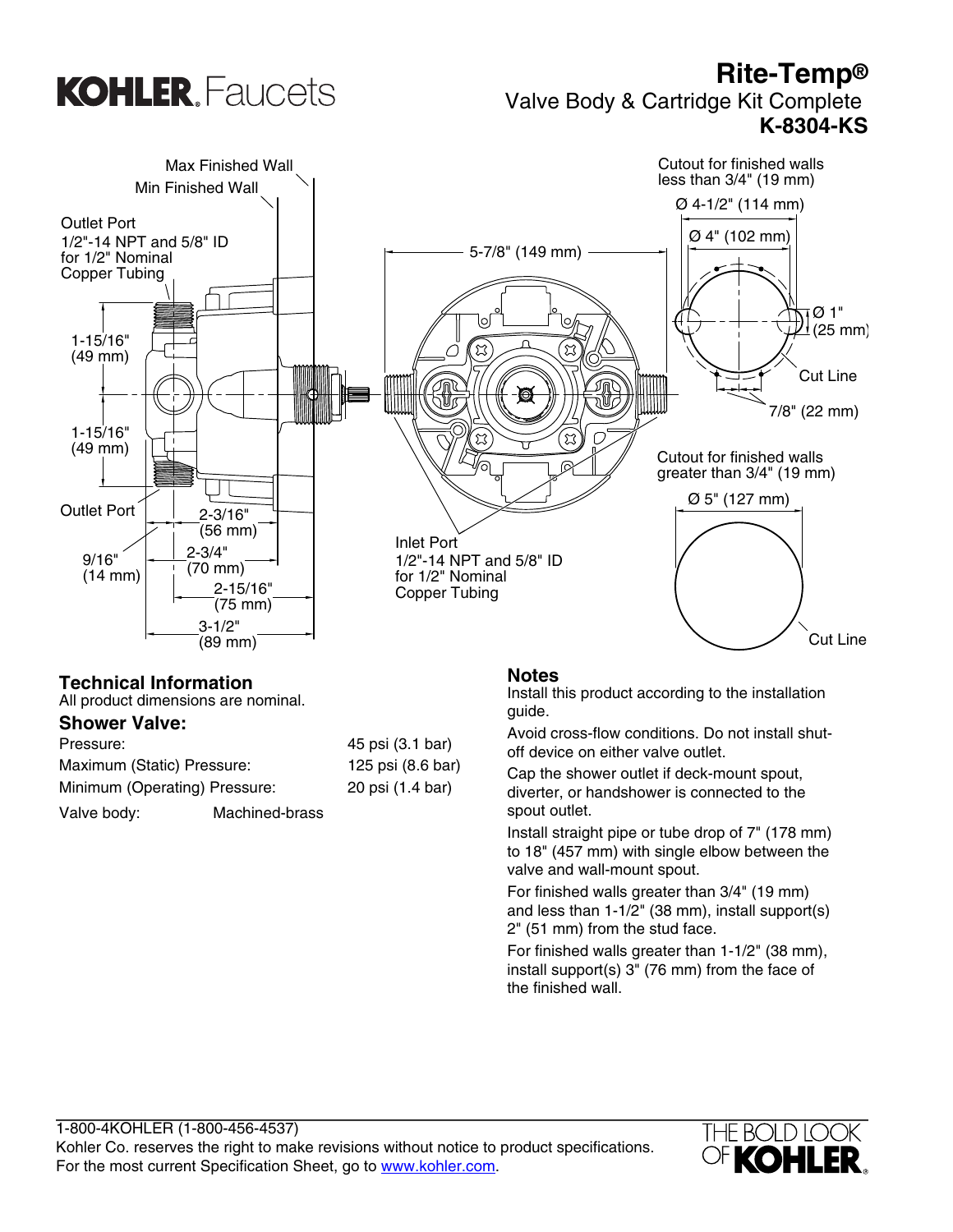# KOHLER. Faucets

## Rite-Temp®

Valve Body & Cartridge Kit Complete

**K-8304-KS**

Max Finished Wall

Min Finished Wall

Outlet Port

1/2"-14 NPT and 5/8" ID for 1/2" Nominal Copper Tubing

1-15/16" (49 mm)

1-15/16" (49 mm)

Outlet Port

9/16" (14 mm)

2-3/16" (56 mm)

2-3/4" (70 mm)

2-15/16" (75 mm)

3-1/2" (89 mm)

5-7/8" (149 mm)

Inlet Port

1/2"-14 NPT and 5/8" ID for 1/2" Nominal Copper Tubing

Cutout for finished walls less than 3/4" (19 mm)

Ø 4-1/2" (114 mm)

Ø 4" (102 mm)

Ø 1" (25 mm)

Cut Line

7/8" (22 mm)

Cutout for finished walls greater than 3/4" (19 mm)

Ø 5" (127 mm)

Cut Line

## Technical Information

All product dimensions are nominal.

### Shower Valve:

| | |
|---|---|
| Pressure: | 45 psi (3.1 bar) |
| Maximum (Static) Pressure: | 125 psi (8.6 bar) |
| Minimum (Operating) Pressure: | 20 psi (1.4 bar) |
| Valve body: | Machined-brass |

## Notes

Install this product according to the installation guide.

Avoid cross-flow conditions. Do not install shut-off device on either valve outlet.

Cap the shower outlet if deck-mount spout, diverter, or handshower is connected to the spout outlet.

Install straight pipe or tube drop of 7" (178 mm) to 18" (457 mm) with single elbow between the valve and wall-mount spout.

For finished walls greater than 3/4" (19 mm) and less than 1-1/2" (38 mm), install support(s) 2" (51 mm) from the stud face.

For finished walls greater than 1-1/2" (38 mm), install support(s) 3" (76 mm) from the face of the finished wall.

1-800-4KOHLER (1-800-456-4537)

Kohler Co. reserves the right to make revisions without notice to product specifications.

For the most current Specification Sheet, go to www.kohler.com.

THE BOLD LOOK OF KOHLER.